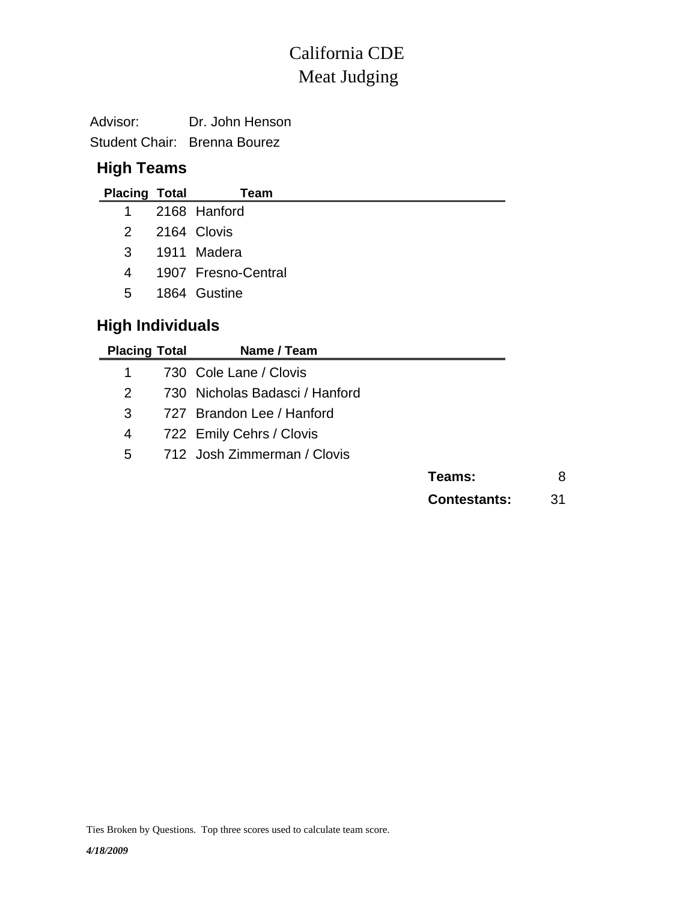# California CDE
# Meat Judging

Advisor: Dr. John Henson

Student Chair: Brenna Bourez

## High Teams

| Placing | Total | Team |
|---|---|---|
| 1 | 2168 | Hanford |
| 2 | 2164 | Clovis |
| 3 | 1911 | Madera |
| 4 | 1907 | Fresno-Central |
| 5 | 1864 | Gustine |

## High Individuals

| Placing | Total | Name / Team |
|---|---|---|
| 1 | 730 | Cole Lane / Clovis |
| 2 | 730 | Nicholas Badasci / Hanford |
| 3 | 727 | Brandon Lee / Hanford |
| 4 | 722 | Emily Cehrs / Clovis |
| 5 | 712 | Josh Zimmerman / Clovis |

**Teams:** 8

**Contestants:** 31

Ties Broken by Questions. Top three scores used to calculate team score.

***4/18/2009***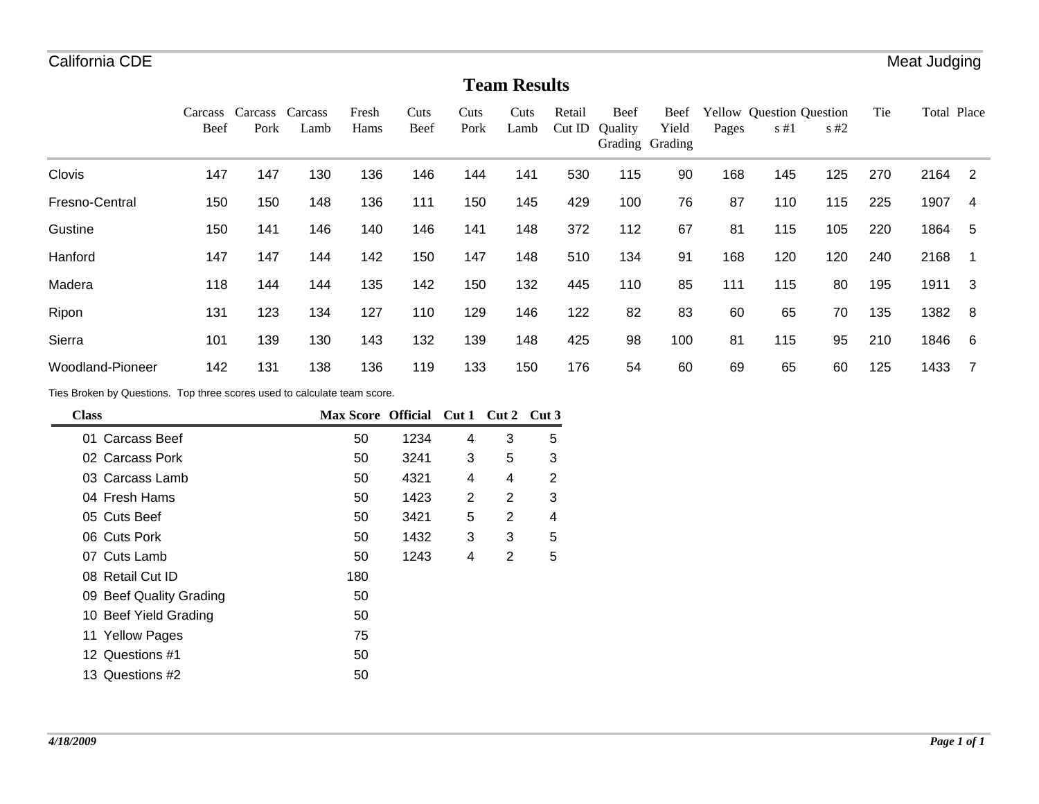California CDE — Meat Judging

# Team Results

| | Carcass Beef | Carcass Pork | Carcass Lamb | Fresh Hams | Cuts Beef | Cuts Pork | Cuts Lamb | Retail Cut ID | Beef Quality Grading | Beef Yield Grading | Yellow Pages | Questions #1 | Questions #2 | Tie | Total | Place |
|---|---|---|---|---|---|---|---|---|---|---|---|---|---|---|---|---|
| Clovis | 147 | 147 | 130 | 136 | 146 | 144 | 141 | 530 | 115 | 90 | 168 | 145 | 125 | 270 | 2164 | 2 |
| Fresno-Central | 150 | 150 | 148 | 136 | 111 | 150 | 145 | 429 | 100 | 76 | 87 | 110 | 115 | 225 | 1907 | 4 |
| Gustine | 150 | 141 | 146 | 140 | 146 | 141 | 148 | 372 | 112 | 67 | 81 | 115 | 105 | 220 | 1864 | 5 |
| Hanford | 147 | 147 | 144 | 142 | 150 | 147 | 148 | 510 | 134 | 91 | 168 | 120 | 120 | 240 | 2168 | 1 |
| Madera | 118 | 144 | 144 | 135 | 142 | 150 | 132 | 445 | 110 | 85 | 111 | 115 | 80 | 195 | 1911 | 3 |
| Ripon | 131 | 123 | 134 | 127 | 110 | 129 | 146 | 122 | 82 | 83 | 60 | 65 | 70 | 135 | 1382 | 8 |
| Sierra | 101 | 139 | 130 | 143 | 132 | 139 | 148 | 425 | 98 | 100 | 81 | 115 | 95 | 210 | 1846 | 6 |
| Woodland-Pioneer | 142 | 131 | 138 | 136 | 119 | 133 | 150 | 176 | 54 | 60 | 69 | 65 | 60 | 125 | 1433 | 7 |

Ties Broken by Questions. Top three scores used to calculate team score.

| Class | Max Score | Official | Cut 1 | Cut 2 | Cut 3 |
|---|---|---|---|---|---|
| 01 Carcass Beef | 50 | 1234 | 4 | 3 | 5 |
| 02 Carcass Pork | 50 | 3241 | 3 | 5 | 3 |
| 03 Carcass Lamb | 50 | 4321 | 4 | 4 | 2 |
| 04 Fresh Hams | 50 | 1423 | 2 | 2 | 3 |
| 05 Cuts Beef | 50 | 3421 | 5 | 2 | 4 |
| 06 Cuts Pork | 50 | 1432 | 3 | 3 | 5 |
| 07 Cuts Lamb | 50 | 1243 | 4 | 2 | 5 |
| 08 Retail Cut ID | 180 | | | | |
| 09 Beef Quality Grading | 50 | | | | |
| 10 Beef Yield Grading | 50 | | | | |
| 11 Yellow Pages | 75 | | | | |
| 12 Questions #1 | 50 | | | | |
| 13 Questions #2 | 50 | | | | |

*4/18/2009*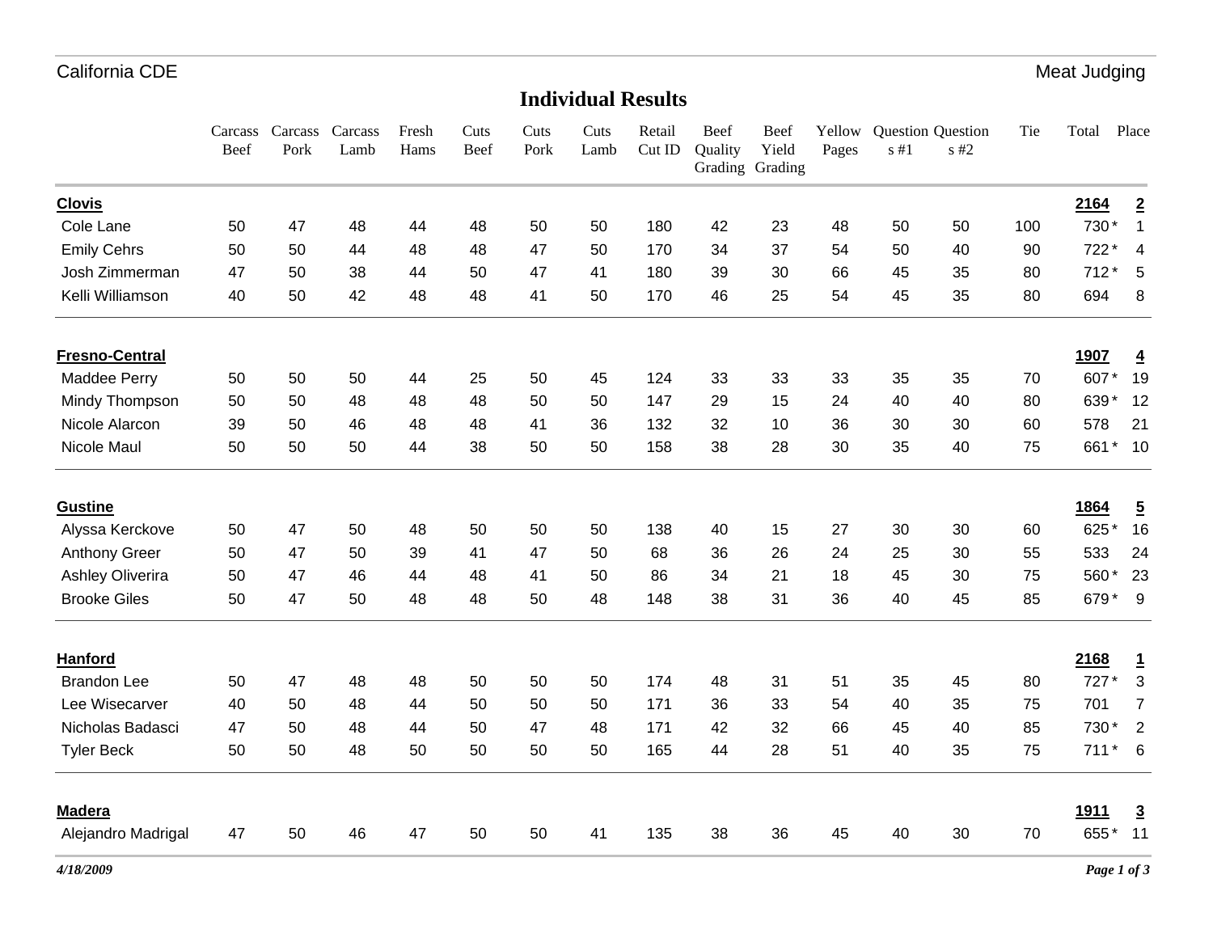California CDE — Meat Judging

## Individual Results

| | Carcass Beef | Carcass Pork | Carcass Lamb | Fresh Hams | Cuts Beef | Cuts Pork | Cuts Lamb | Retail Cut ID | Beef Quality Grading | Beef Yield Grading | Yellow Pages | Questions #1 | Questions #2 | Tie | Total | Place |
|---|---|---|---|---|---|---|---|---|---|---|---|---|---|---|---|---|
| **Clovis** | | | | | | | | | | | | | | | **2164** | **2** |
| Cole Lane | 50 | 47 | 48 | 44 | 48 | 50 | 50 | 180 | 42 | 23 | 48 | 50 | 50 | 100 | 730 * | 1 |
| Emily Cehrs | 50 | 50 | 44 | 48 | 48 | 47 | 50 | 170 | 34 | 37 | 54 | 50 | 40 | 90 | 722 * | 4 |
| Josh Zimmerman | 47 | 50 | 38 | 44 | 50 | 47 | 41 | 180 | 39 | 30 | 66 | 45 | 35 | 80 | 712 * | 5 |
| Kelli Williamson | 40 | 50 | 42 | 48 | 48 | 41 | 50 | 170 | 46 | 25 | 54 | 45 | 35 | 80 | 694 | 8 |
| **Fresno-Central** | | | | | | | | | | | | | | | **1907** | **4** |
| Maddee Perry | 50 | 50 | 50 | 44 | 25 | 50 | 45 | 124 | 33 | 33 | 33 | 35 | 35 | 70 | 607 * | 19 |
| Mindy Thompson | 50 | 50 | 48 | 48 | 48 | 50 | 50 | 147 | 29 | 15 | 24 | 40 | 40 | 80 | 639 * | 12 |
| Nicole Alarcon | 39 | 50 | 46 | 48 | 48 | 41 | 36 | 132 | 32 | 10 | 36 | 30 | 30 | 60 | 578 | 21 |
| Nicole Maul | 50 | 50 | 50 | 44 | 38 | 50 | 50 | 158 | 38 | 28 | 30 | 35 | 40 | 75 | 661 * | 10 |
| **Gustine** | | | | | | | | | | | | | | | **1864** | **5** |
| Alyssa Kerckove | 50 | 47 | 50 | 48 | 50 | 50 | 50 | 138 | 40 | 15 | 27 | 30 | 30 | 60 | 625 * | 16 |
| Anthony Greer | 50 | 47 | 50 | 39 | 41 | 47 | 50 | 68 | 36 | 26 | 24 | 25 | 30 | 55 | 533 | 24 |
| Ashley Oliverira | 50 | 47 | 46 | 44 | 48 | 41 | 50 | 86 | 34 | 21 | 18 | 45 | 30 | 75 | 560 * | 23 |
| Brooke Giles | 50 | 47 | 50 | 48 | 48 | 50 | 48 | 148 | 38 | 31 | 36 | 40 | 45 | 85 | 679 * | 9 |
| **Hanford** | | | | | | | | | | | | | | | **2168** | **1** |
| Brandon Lee | 50 | 47 | 48 | 48 | 50 | 50 | 50 | 174 | 48 | 31 | 51 | 35 | 45 | 80 | 727 * | 3 |
| Lee Wisecarver | 40 | 50 | 48 | 44 | 50 | 50 | 50 | 171 | 36 | 33 | 54 | 40 | 35 | 75 | 701 | 7 |
| Nicholas Badasci | 47 | 50 | 48 | 44 | 50 | 47 | 48 | 171 | 42 | 32 | 66 | 45 | 40 | 85 | 730 * | 2 |
| Tyler Beck | 50 | 50 | 48 | 50 | 50 | 50 | 50 | 165 | 44 | 28 | 51 | 40 | 35 | 75 | 711 * | 6 |
| **Madera** | | | | | | | | | | | | | | | **1911** | **3** |
| Alejandro Madrigal | 47 | 50 | 46 | 47 | 50 | 50 | 41 | 135 | 38 | 36 | 45 | 40 | 30 | 70 | 655 * | 11 |

*4/18/2009*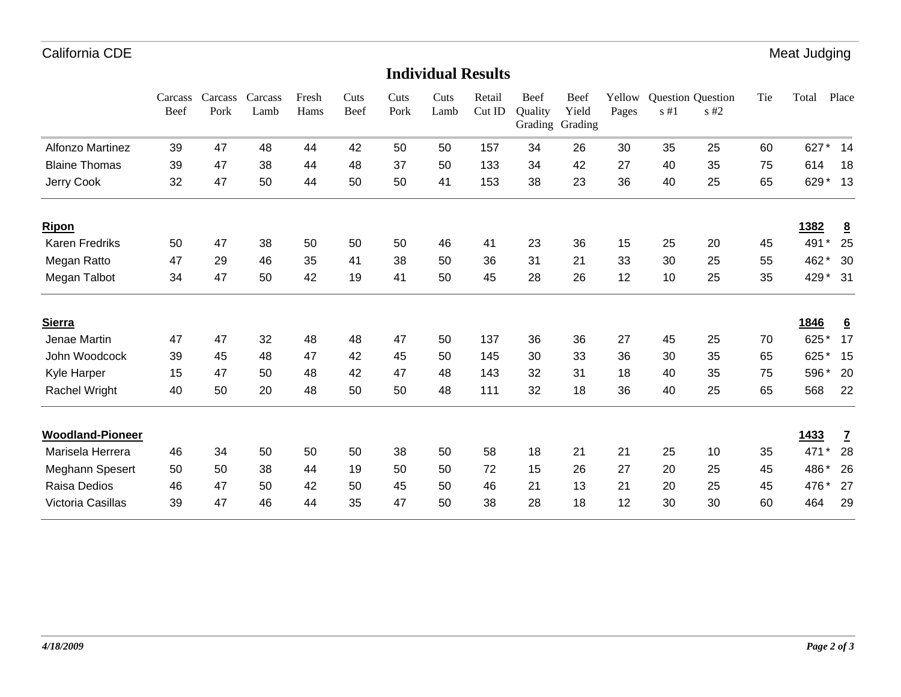## Individual Results

| | Carcass Beef | Carcass Pork | Carcass Lamb | Fresh Hams | Cuts Beef | Cuts Pork | Cuts Lamb | Retail Cut ID | Beef Quality Grading | Beef Yield Grading | Yellow Pages | Questions #1 | Questions #2 | Tie | Total | Place |
|---|---|---|---|---|---|---|---|---|---|---|---|---|---|---|---|---|
| Alfonzo Martinez | 39 | 47 | 48 | 44 | 42 | 50 | 50 | 157 | 34 | 26 | 30 | 35 | 25 | 60 | 627 * | 14 |
| Blaine Thomas | 39 | 47 | 38 | 44 | 48 | 37 | 50 | 133 | 34 | 42 | 27 | 40 | 35 | 75 | 614 | 18 |
| Jerry Cook | 32 | 47 | 50 | 44 | 50 | 50 | 41 | 153 | 38 | 23 | 36 | 40 | 25 | 65 | 629 * | 13 |
| **Ripon** | | | | | | | | | | | | | | | **1382** | **8** |
| Karen Fredriks | 50 | 47 | 38 | 50 | 50 | 50 | 46 | 41 | 23 | 36 | 15 | 25 | 20 | 45 | 491 * | 25 |
| Megan Ratto | 47 | 29 | 46 | 35 | 41 | 38 | 50 | 36 | 31 | 21 | 33 | 30 | 25 | 55 | 462 * | 30 |
| Megan Talbot | 34 | 47 | 50 | 42 | 19 | 41 | 50 | 45 | 28 | 26 | 12 | 10 | 25 | 35 | 429 * | 31 |
| **Sierra** | | | | | | | | | | | | | | | **1846** | **6** |
| Jenae Martin | 47 | 47 | 32 | 48 | 48 | 47 | 50 | 137 | 36 | 36 | 27 | 45 | 25 | 70 | 625 * | 17 |
| John Woodcock | 39 | 45 | 48 | 47 | 42 | 45 | 50 | 145 | 30 | 33 | 36 | 30 | 35 | 65 | 625 * | 15 |
| Kyle Harper | 15 | 47 | 50 | 48 | 42 | 47 | 48 | 143 | 32 | 31 | 18 | 40 | 35 | 75 | 596 * | 20 |
| Rachel Wright | 40 | 50 | 20 | 48 | 50 | 50 | 48 | 111 | 32 | 18 | 36 | 40 | 25 | 65 | 568 | 22 |
| **Woodland-Pioneer** | | | | | | | | | | | | | | | **1433** | **7** |
| Marisela Herrera | 46 | 34 | 50 | 50 | 50 | 38 | 50 | 58 | 18 | 21 | 21 | 25 | 10 | 35 | 471 * | 28 |
| Meghann Spesert | 50 | 50 | 38 | 44 | 19 | 50 | 50 | 72 | 15 | 26 | 27 | 20 | 25 | 45 | 486 * | 26 |
| Raisa Dedios | 46 | 47 | 50 | 42 | 50 | 45 | 50 | 46 | 21 | 13 | 21 | 20 | 25 | 45 | 476 * | 27 |
| Victoria Casillas | 39 | 47 | 46 | 44 | 35 | 47 | 50 | 38 | 28 | 18 | 12 | 30 | 30 | 60 | 464 | 29 |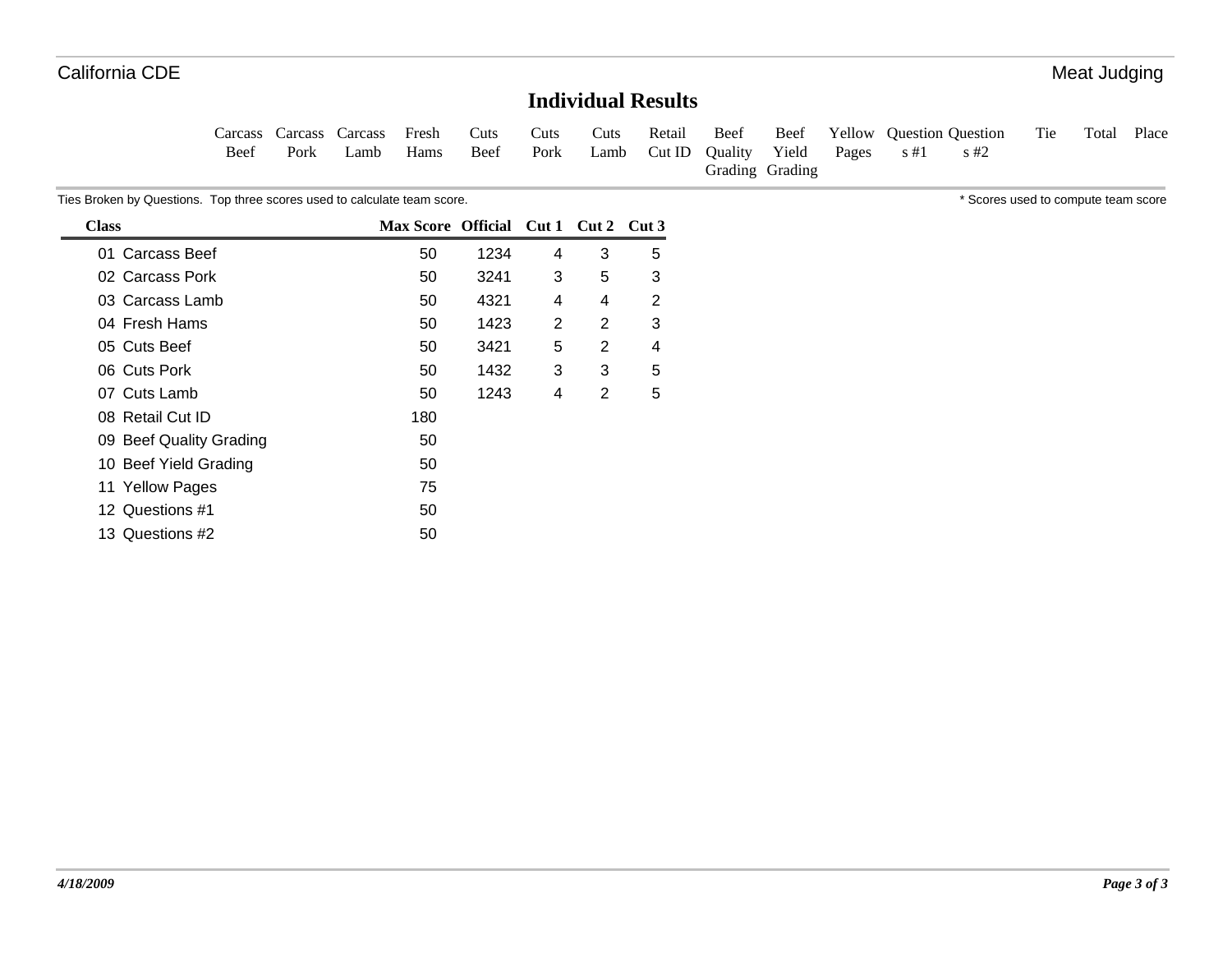## Individual Results

| Carcass Beef | Carcass Pork | Carcass Lamb | Fresh Hams | Cuts Beef | Cuts Pork | Cuts Lamb | Retail Cut ID | Beef Quality Grading | Beef Yield Grading | Yellow Pages | Questions #1 | Questions #2 | Tie | Total | Place |
|---|---|---|---|---|---|---|---|---|---|---|---|---|---|---|---|

Ties Broken by Questions. Top three scores used to calculate team score.

\* Scores used to compute team score

| Class | Max Score | Official | Cut 1 | Cut 2 | Cut 3 |
|---|---|---|---|---|---|
| 01 Carcass Beef | 50 | 1234 | 4 | 3 | 5 |
| 02 Carcass Pork | 50 | 3241 | 3 | 5 | 3 |
| 03 Carcass Lamb | 50 | 4321 | 4 | 4 | 2 |
| 04 Fresh Hams | 50 | 1423 | 2 | 2 | 3 |
| 05 Cuts Beef | 50 | 3421 | 5 | 2 | 4 |
| 06 Cuts Pork | 50 | 1432 | 3 | 3 | 5 |
| 07 Cuts Lamb | 50 | 1243 | 4 | 2 | 5 |
| 08 Retail Cut ID | 180 | | | | |
| 09 Beef Quality Grading | 50 | | | | |
| 10 Beef Yield Grading | 50 | | | | |
| 11 Yellow Pages | 75 | | | | |
| 12 Questions #1 | 50 | | | | |
| 13 Questions #2 | 50 | | | | |